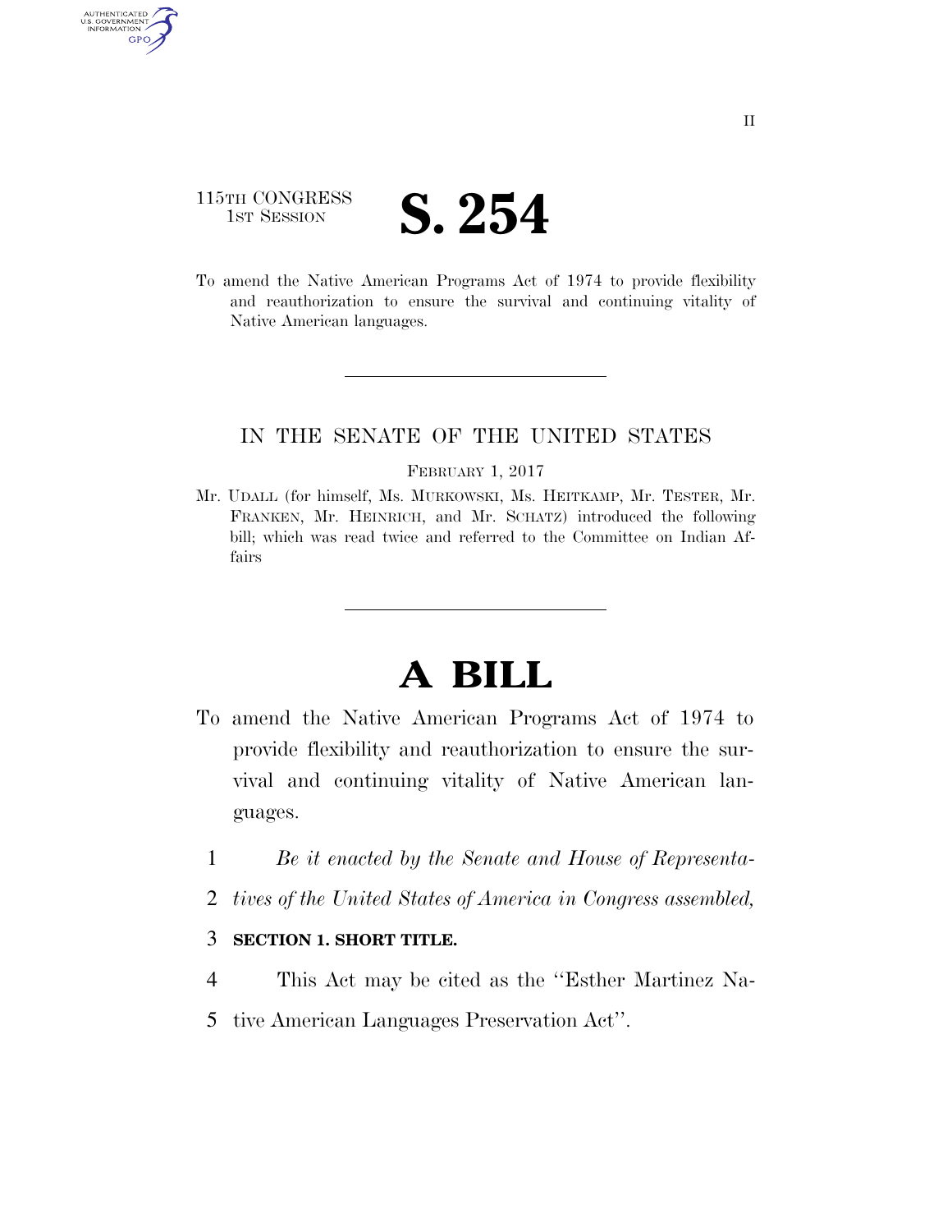115TH CONGRESS
1ST SESSION

# S. 254

To amend the Native American Programs Act of 1974 to provide flexibility and reauthorization to ensure the survival and continuing vitality of Native American languages.

---

IN THE SENATE OF THE UNITED STATES

FEBRUARY 1, 2017

Mr. UDALL (for himself, Ms. MURKOWSKI, Ms. HEITKAMP, Mr. TESTER, Mr. FRANKEN, Mr. HEINRICH, and Mr. SCHATZ) introduced the following bill; which was read twice and referred to the Committee on Indian Affairs

---

# A BILL

To amend the Native American Programs Act of 1974 to provide flexibility and reauthorization to ensure the survival and continuing vitality of Native American languages.

1 *Be it enacted by the Senate and House of Representa-*
2 *tives of the United States of America in Congress assembled,*

3 **SECTION 1. SHORT TITLE.**

4 This Act may be cited as the ''Esther Martinez Na-
5 tive American Languages Preservation Act''.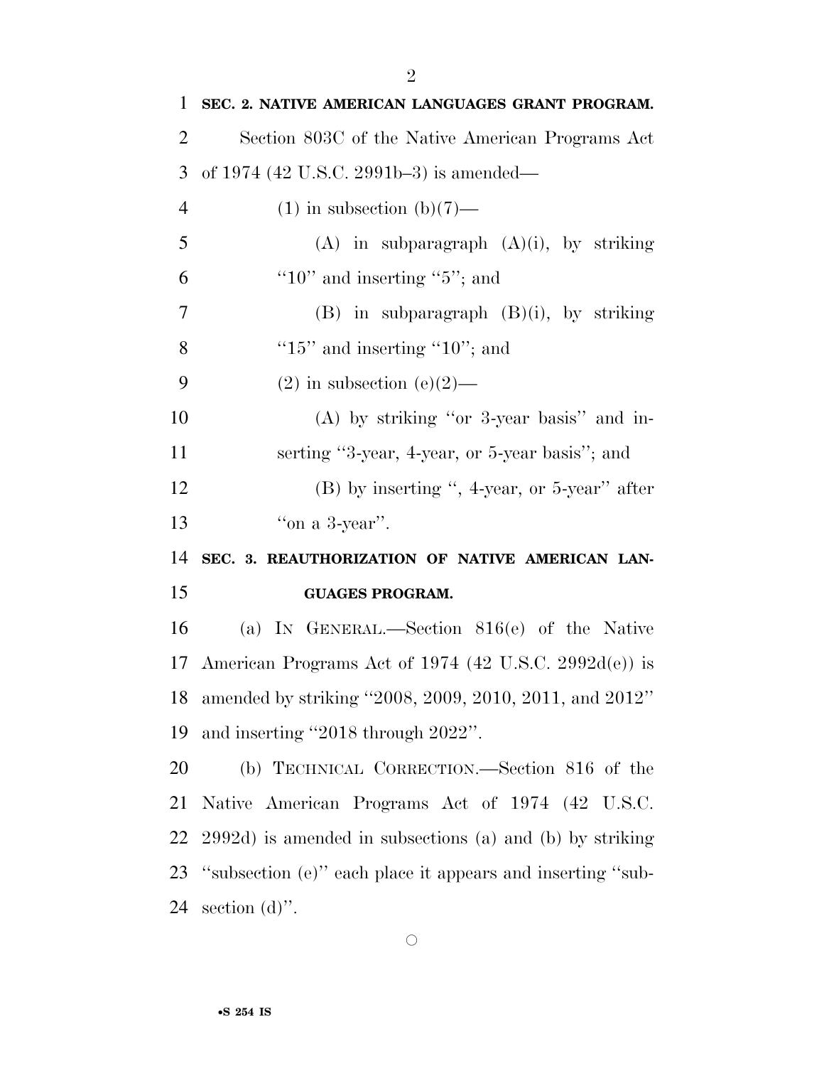**SEC. 2. NATIVE AMERICAN LANGUAGES GRANT PROGRAM.**

Section 803C of the Native American Programs Act of 1974 (42 U.S.C. 2991b–3) is amended—

(1) in subsection (b)(7)—

(A) in subparagraph (A)(i), by striking "10" and inserting "5"; and

(B) in subparagraph (B)(i), by striking "15" and inserting "10"; and

(2) in subsection (e)(2)—

(A) by striking "or 3-year basis" and inserting "3-year, 4-year, or 5-year basis"; and

(B) by inserting ", 4-year, or 5-year" after "on a 3-year".

**SEC. 3. REAUTHORIZATION OF NATIVE AMERICAN LANGUAGES PROGRAM.**

(a) IN GENERAL.—Section 816(e) of the Native American Programs Act of 1974 (42 U.S.C. 2992d(e)) is amended by striking "2008, 2009, 2010, 2011, and 2012" and inserting "2018 through 2022".

(b) TECHNICAL CORRECTION.—Section 816 of the Native American Programs Act of 1974 (42 U.S.C. 2992d) is amended in subsections (a) and (b) by striking "subsection (e)" each place it appears and inserting "subsection (d)".